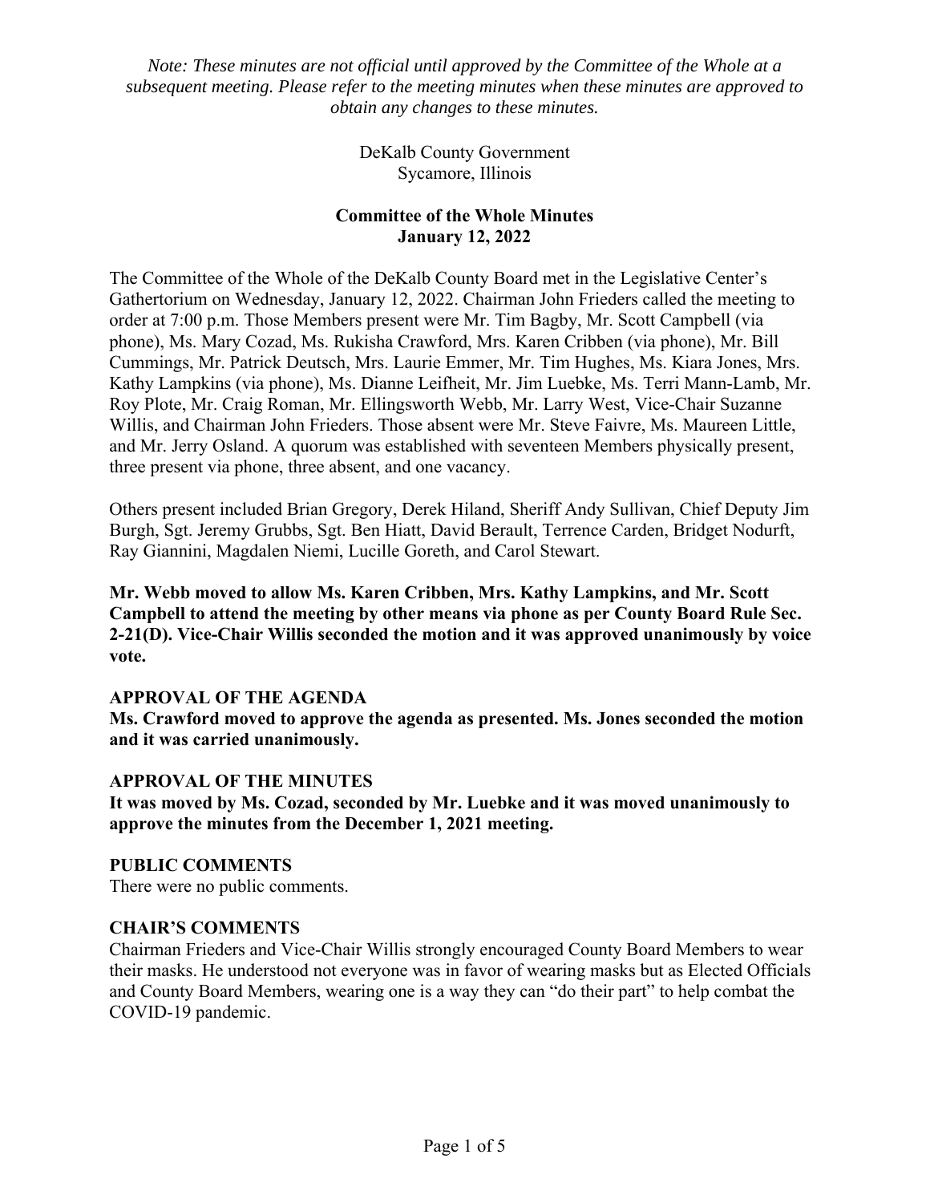*Note: These minutes are not official until approved by the Committee of the Whole at a subsequent meeting. Please refer to the meeting minutes when these minutes are approved to obtain any changes to these minutes.*

DeKalb County Government
Sycamore, Illinois

**Committee of the Whole Minutes**
**January 12, 2022**

The Committee of the Whole of the DeKalb County Board met in the Legislative Center's Gathertorium on Wednesday, January 12, 2022. Chairman John Frieders called the meeting to order at 7:00 p.m. Those Members present were Mr. Tim Bagby, Mr. Scott Campbell (via phone), Ms. Mary Cozad, Ms. Rukisha Crawford, Mrs. Karen Cribben (via phone), Mr. Bill Cummings, Mr. Patrick Deutsch, Mrs. Laurie Emmer, Mr. Tim Hughes, Ms. Kiara Jones, Mrs. Kathy Lampkins (via phone), Ms. Dianne Leifheit, Mr. Jim Luebke, Ms. Terri Mann-Lamb, Mr. Roy Plote, Mr. Craig Roman, Mr. Ellingsworth Webb, Mr. Larry West, Vice-Chair Suzanne Willis, and Chairman John Frieders. Those absent were Mr. Steve Faivre, Ms. Maureen Little, and Mr. Jerry Osland. A quorum was established with seventeen Members physically present, three present via phone, three absent, and one vacancy.

Others present included Brian Gregory, Derek Hiland, Sheriff Andy Sullivan, Chief Deputy Jim Burgh, Sgt. Jeremy Grubbs, Sgt. Ben Hiatt, David Berault, Terrence Carden, Bridget Nodurft, Ray Giannini, Magdalen Niemi, Lucille Goreth, and Carol Stewart.

**Mr. Webb moved to allow Ms. Karen Cribben, Mrs. Kathy Lampkins, and Mr. Scott Campbell to attend the meeting by other means via phone as per County Board Rule Sec. 2-21(D). Vice-Chair Willis seconded the motion and it was approved unanimously by voice vote.**

## APPROVAL OF THE AGENDA

**Ms. Crawford moved to approve the agenda as presented. Ms. Jones seconded the motion and it was carried unanimously.**

## APPROVAL OF THE MINUTES

**It was moved by Ms. Cozad, seconded by Mr. Luebke and it was moved unanimously to approve the minutes from the December 1, 2021 meeting.**

## PUBLIC COMMENTS

There were no public comments.

## CHAIR'S COMMENTS

Chairman Frieders and Vice-Chair Willis strongly encouraged County Board Members to wear their masks. He understood not everyone was in favor of wearing masks but as Elected Officials and County Board Members, wearing one is a way they can "do their part" to help combat the COVID-19 pandemic.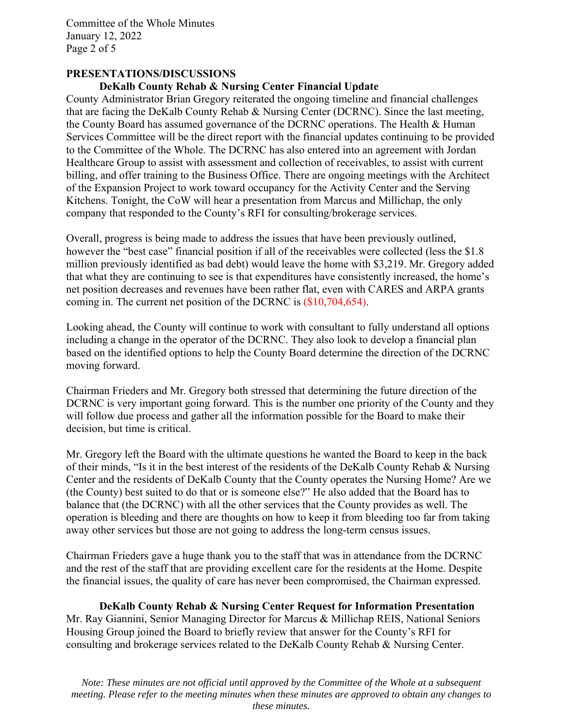## PRESENTATIONS/DISCUSSIONS

### DeKalb County Rehab & Nursing Center Financial Update

County Administrator Brian Gregory reiterated the ongoing timeline and financial challenges that are facing the DeKalb County Rehab & Nursing Center (DCRNC). Since the last meeting, the County Board has assumed governance of the DCRNC operations. The Health & Human Services Committee will be the direct report with the financial updates continuing to be provided to the Committee of the Whole. The DCRNC has also entered into an agreement with Jordan Healthcare Group to assist with assessment and collection of receivables, to assist with current billing, and offer training to the Business Office. There are ongoing meetings with the Architect of the Expansion Project to work toward occupancy for the Activity Center and the Serving Kitchens. Tonight, the CoW will hear a presentation from Marcus and Millichap, the only company that responded to the County's RFI for consulting/brokerage services.

Overall, progress is being made to address the issues that have been previously outlined, however the "best case" financial position if all of the receivables were collected (less the $1.8 million previously identified as bad debt) would leave the home with $3,219. Mr. Gregory added that what they are continuing to see is that expenditures have consistently increased, the home's net position decreases and revenues have been rather flat, even with CARES and ARPA grants coming in. The current net position of the DCRNC is ($10,704,654).

Looking ahead, the County will continue to work with consultant to fully understand all options including a change in the operator of the DCRNC. They also look to develop a financial plan based on the identified options to help the County Board determine the direction of the DCRNC moving forward.

Chairman Frieders and Mr. Gregory both stressed that determining the future direction of the DCRNC is very important going forward. This is the number one priority of the County and they will follow due process and gather all the information possible for the Board to make their decision, but time is critical.

Mr. Gregory left the Board with the ultimate questions he wanted the Board to keep in the back of their minds, "Is it in the best interest of the residents of the DeKalb County Rehab & Nursing Center and the residents of DeKalb County that the County operates the Nursing Home? Are we (the County) best suited to do that or is someone else?" He also added that the Board has to balance that (the DCRNC) with all the other services that the County provides as well. The operation is bleeding and there are thoughts on how to keep it from bleeding too far from taking away other services but those are not going to address the long-term census issues.

Chairman Frieders gave a huge thank you to the staff that was in attendance from the DCRNC and the rest of the staff that are providing excellent care for the residents at the Home. Despite the financial issues, the quality of care has never been compromised, the Chairman expressed.

### DeKalb County Rehab & Nursing Center Request for Information Presentation

Mr. Ray Giannini, Senior Managing Director for Marcus & Millichap REIS, National Seniors Housing Group joined the Board to briefly review that answer for the County's RFI for consulting and brokerage services related to the DeKalb County Rehab & Nursing Center.

*Note: These minutes are not official until approved by the Committee of the Whole at a subsequent meeting. Please refer to the meeting minutes when these minutes are approved to obtain any changes to these minutes.*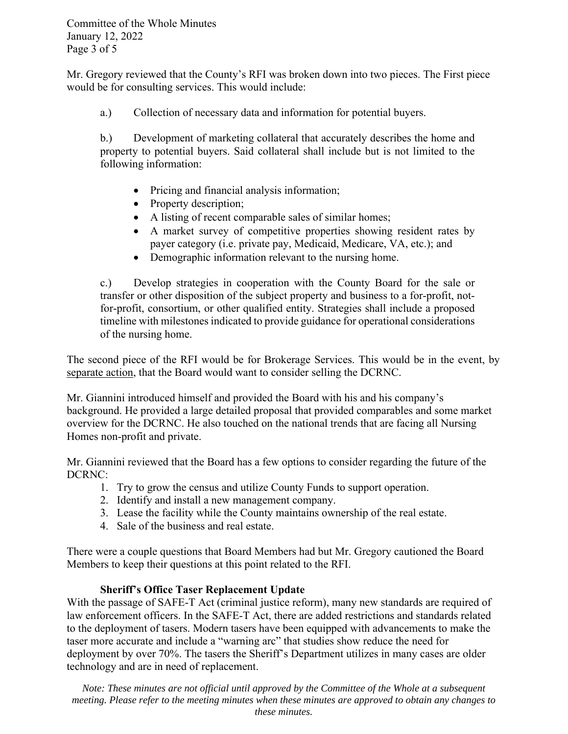Mr. Gregory reviewed that the County's RFI was broken down into two pieces. The First piece would be for consulting services. This would include:

a.) Collection of necessary data and information for potential buyers.

b.) Development of marketing collateral that accurately describes the home and property to potential buyers. Said collateral shall include but is not limited to the following information:

- Pricing and financial analysis information;
- Property description;
- A listing of recent comparable sales of similar homes;
- A market survey of competitive properties showing resident rates by payer category (i.e. private pay, Medicaid, Medicare, VA, etc.); and
- Demographic information relevant to the nursing home.

c.) Develop strategies in cooperation with the County Board for the sale or transfer or other disposition of the subject property and business to a for-profit, not-for-profit, consortium, or other qualified entity. Strategies shall include a proposed timeline with milestones indicated to provide guidance for operational considerations of the nursing home.

The second piece of the RFI would be for Brokerage Services. This would be in the event, by separate action, that the Board would want to consider selling the DCRNC.

Mr. Giannini introduced himself and provided the Board with his and his company's background. He provided a large detailed proposal that provided comparables and some market overview for the DCRNC. He also touched on the national trends that are facing all Nursing Homes non-profit and private.

Mr. Giannini reviewed that the Board has a few options to consider regarding the future of the DCRNC:

1. Try to grow the census and utilize County Funds to support operation.
2. Identify and install a new management company.
3. Lease the facility while the County maintains ownership of the real estate.
4. Sale of the business and real estate.

There were a couple questions that Board Members had but Mr. Gregory cautioned the Board Members to keep their questions at this point related to the RFI.

**Sheriff's Office Taser Replacement Update**

With the passage of SAFE-T Act (criminal justice reform), many new standards are required of law enforcement officers. In the SAFE-T Act, there are added restrictions and standards related to the deployment of tasers. Modern tasers have been equipped with advancements to make the taser more accurate and include a "warning arc" that studies show reduce the need for deployment by over 70%. The tasers the Sheriff's Department utilizes in many cases are older technology and are in need of replacement.

*Note: These minutes are not official until approved by the Committee of the Whole at a subsequent meeting. Please refer to the meeting minutes when these minutes are approved to obtain any changes to these minutes.*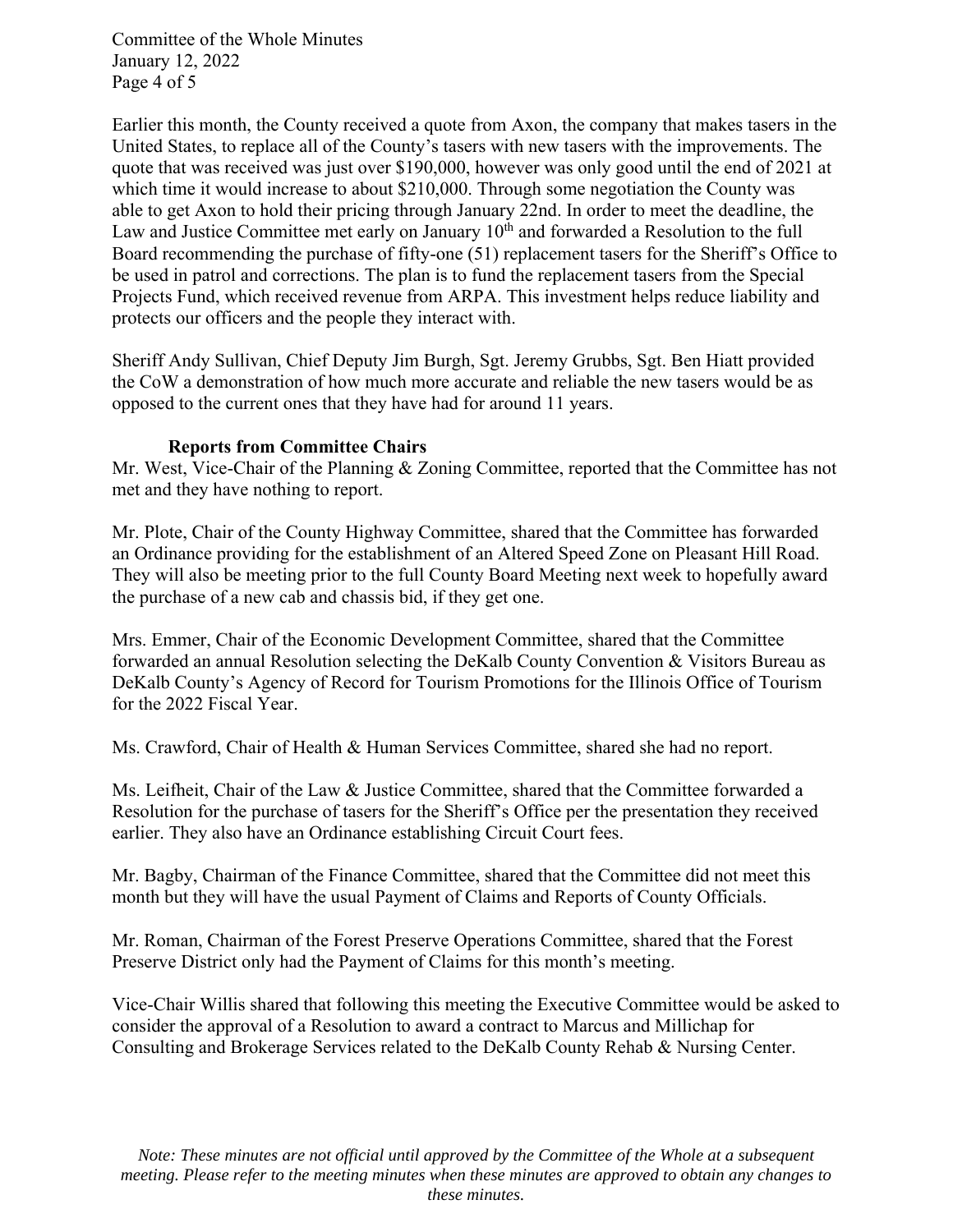Earlier this month, the County received a quote from Axon, the company that makes tasers in the United States, to replace all of the County's tasers with new tasers with the improvements. The quote that was received was just over $190,000, however was only good until the end of 2021 at which time it would increase to about $210,000. Through some negotiation the County was able to get Axon to hold their pricing through January 22nd. In order to meet the deadline, the Law and Justice Committee met early on January 10th and forwarded a Resolution to the full Board recommending the purchase of fifty-one (51) replacement tasers for the Sheriff's Office to be used in patrol and corrections. The plan is to fund the replacement tasers from the Special Projects Fund, which received revenue from ARPA. This investment helps reduce liability and protects our officers and the people they interact with.

Sheriff Andy Sullivan, Chief Deputy Jim Burgh, Sgt. Jeremy Grubbs, Sgt. Ben Hiatt provided the CoW a demonstration of how much more accurate and reliable the new tasers would be as opposed to the current ones that they have had for around 11 years.

**Reports from Committee Chairs**

Mr. West, Vice-Chair of the Planning & Zoning Committee, reported that the Committee has not met and they have nothing to report.

Mr. Plote, Chair of the County Highway Committee, shared that the Committee has forwarded an Ordinance providing for the establishment of an Altered Speed Zone on Pleasant Hill Road. They will also be meeting prior to the full County Board Meeting next week to hopefully award the purchase of a new cab and chassis bid, if they get one.

Mrs. Emmer, Chair of the Economic Development Committee, shared that the Committee forwarded an annual Resolution selecting the DeKalb County Convention & Visitors Bureau as DeKalb County's Agency of Record for Tourism Promotions for the Illinois Office of Tourism for the 2022 Fiscal Year.

Ms. Crawford, Chair of Health & Human Services Committee, shared she had no report.

Ms. Leifheit, Chair of the Law & Justice Committee, shared that the Committee forwarded a Resolution for the purchase of tasers for the Sheriff's Office per the presentation they received earlier. They also have an Ordinance establishing Circuit Court fees.

Mr. Bagby, Chairman of the Finance Committee, shared that the Committee did not meet this month but they will have the usual Payment of Claims and Reports of County Officials.

Mr. Roman, Chairman of the Forest Preserve Operations Committee, shared that the Forest Preserve District only had the Payment of Claims for this month's meeting.

Vice-Chair Willis shared that following this meeting the Executive Committee would be asked to consider the approval of a Resolution to award a contract to Marcus and Millichap for Consulting and Brokerage Services related to the DeKalb County Rehab & Nursing Center.

*Note: These minutes are not official until approved by the Committee of the Whole at a subsequent meeting. Please refer to the meeting minutes when these minutes are approved to obtain any changes to these minutes.*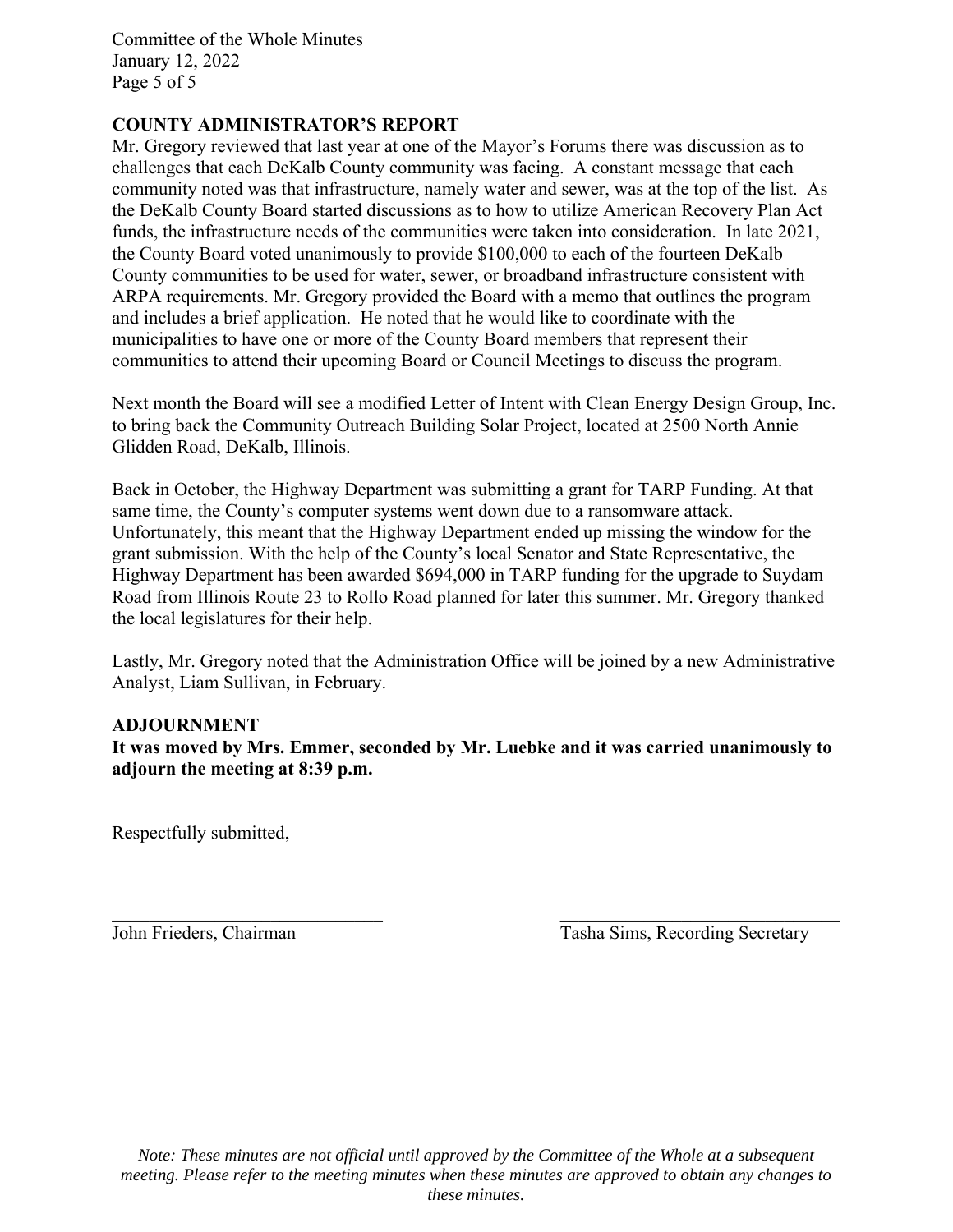## COUNTY ADMINISTRATOR'S REPORT

Mr. Gregory reviewed that last year at one of the Mayor's Forums there was discussion as to challenges that each DeKalb County community was facing. A constant message that each community noted was that infrastructure, namely water and sewer, was at the top of the list. As the DeKalb County Board started discussions as to how to utilize American Recovery Plan Act funds, the infrastructure needs of the communities were taken into consideration. In late 2021, the County Board voted unanimously to provide $100,000 to each of the fourteen DeKalb County communities to be used for water, sewer, or broadband infrastructure consistent with ARPA requirements. Mr. Gregory provided the Board with a memo that outlines the program and includes a brief application. He noted that he would like to coordinate with the municipalities to have one or more of the County Board members that represent their communities to attend their upcoming Board or Council Meetings to discuss the program.

Next month the Board will see a modified Letter of Intent with Clean Energy Design Group, Inc. to bring back the Community Outreach Building Solar Project, located at 2500 North Annie Glidden Road, DeKalb, Illinois.

Back in October, the Highway Department was submitting a grant for TARP Funding. At that same time, the County's computer systems went down due to a ransomware attack. Unfortunately, this meant that the Highway Department ended up missing the window for the grant submission. With the help of the County's local Senator and State Representative, the Highway Department has been awarded $694,000 in TARP funding for the upgrade to Suydam Road from Illinois Route 23 to Rollo Road planned for later this summer. Mr. Gregory thanked the local legislatures for their help.

Lastly, Mr. Gregory noted that the Administration Office will be joined by a new Administrative Analyst, Liam Sullivan, in February.

## ADJOURNMENT

**It was moved by Mrs. Emmer, seconded by Mr. Luebke and it was carried unanimously to adjourn the meeting at 8:39 p.m.**

Respectfully submitted,

| | |
|---|---|
| John Frieders, Chairman | Tasha Sims, Recording Secretary |

*Note: These minutes are not official until approved by the Committee of the Whole at a subsequent meeting. Please refer to the meeting minutes when these minutes are approved to obtain any changes to these minutes.*